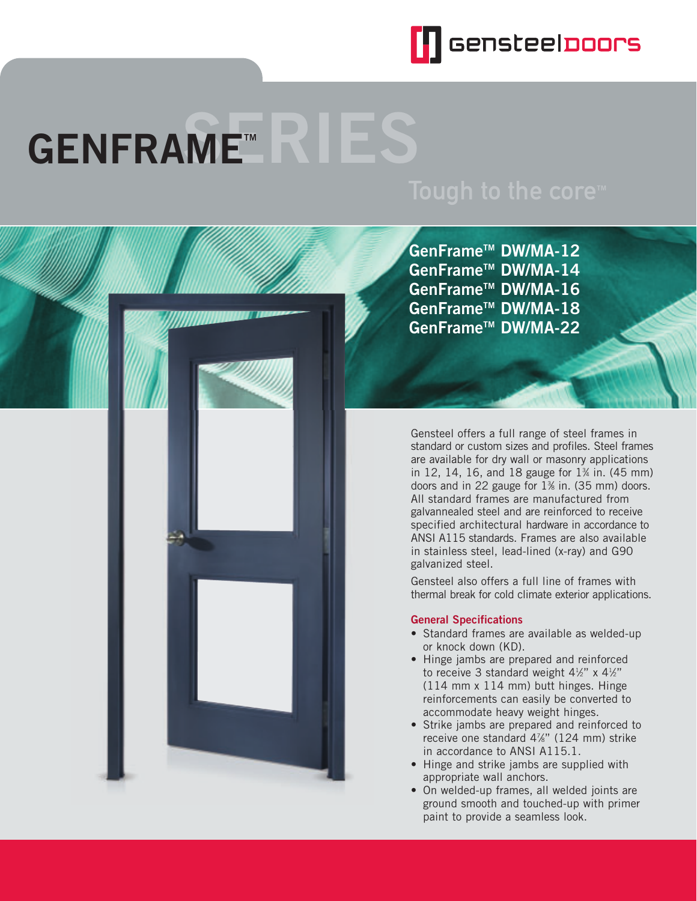gensteeldoors

# GENFRAME™ SERIES

Tough to the core™

**GenFrame™ DW/MA-12**
**GenFrame™ DW/MA-14**
**GenFrame™ DW/MA-16**
**GenFrame™ DW/MA-18**
**GenFrame™ DW/MA-22**

Gensteel offers a full range of steel frames in standard or custom sizes and profiles. Steel frames are available for dry wall or masonry applications in 12, 14, 16, and 18 gauge for 1¾ in. (45 mm) doors and in 22 gauge for 1⅜ in. (35 mm) doors. All standard frames are manufactured from galvannealed steel and are reinforced to receive specified architectural hardware in accordance to ANSI A115 standards. Frames are also available in stainless steel, lead-lined (x-ray) and G90 galvanized steel.

Gensteel also offers a full line of frames with thermal break for cold climate exterior applications.

### General Specifications

- Standard frames are available as welded-up or knock down (KD).
- Hinge jambs are prepared and reinforced to receive 3 standard weight 4½" x 4½" (114 mm x 114 mm) butt hinges. Hinge reinforcements can easily be converted to accommodate heavy weight hinges.
- Strike jambs are prepared and reinforced to receive one standard 4⅞" (124 mm) strike in accordance to ANSI A115.1.
- Hinge and strike jambs are supplied with appropriate wall anchors.
- On welded-up frames, all welded joints are ground smooth and touched-up with primer paint to provide a seamless look.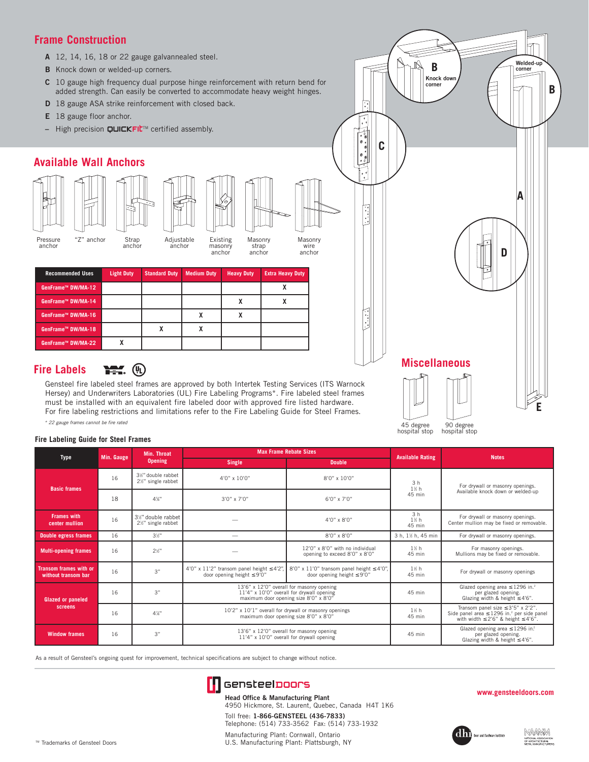## Frame Construction

- **A** 12, 14, 16, 18 or 22 gauge galvannealed steel.
- **B** Knock down or welded-up corners.
- **C** 10 gauge high frequency dual purpose hinge reinforcement with return bend for added strength. Can easily be converted to accommodate heavy weight hinges.
- **D** 18 gauge ASA strike reinforcement with closed back.
- **E** 18 gauge floor anchor.
- – High precision QUICKFit™ certified assembly.

B Knock down corner

Welded-up corner B

C

A

D

E

## Available Wall Anchors

Pressure anchor

"Z" anchor

Strap anchor

Adjustable anchor

Existing masonry anchor

Masonry strap anchor

Masonry wire anchor

| Recommended Uses | Light Duty | Standard Duty | Medium Duty | Heavy Duty | Extra Heavy Duty |
|---|---|---|---|---|---|
| GenFrame™ DW/MA-12 | | | | | X |
| GenFrame™ DW/MA-14 | | | | X | X |
| GenFrame™ DW/MA-16 | | | X | X | |
| GenFrame™ DW/MA-18 | | X | X | | |
| GenFrame™ DW/MA-22 | X | | | | |

## Miscellaneous

45 degree hospital stop

90 degree hospital stop

## Fire Labels

Gensteel fire labeled steel frames are approved by both Intertek Testing Services (ITS Warnock Hersey) and Underwriters Laboratories (UL) Fire Labeling Programs*. Fire labeled steel frames must be installed with an equivalent fire labeled door with approved fire listed hardware. For fire labeling restrictions and limitations refer to the Fire Labeling Guide for Steel Frames.

*\* 22 gauge frames cannot be fire rated*

### Fire Labeling Guide for Steel Frames

| Type | Min. Gauge | Min. Throat Opening | Max Frame Rebate Sizes | | Available Rating | Notes |
|---|---|---|---|---|---|---|
| | | | Single | Double | | |
| Basic frames | 16 | 3½" double rabbet 2½" single rabbet | 4'0" x 10'0" | 8'0" x 10'0" | 3 h 1½ h 45 min | For drywall or masonry openings. Available knock down or welded-up |
| | 18 | 4¾" | 3'0" x 7'0" | 6'0" x 7'0" | | |
| Frames with center mullion | 16 | 3½" double rabbet 2½" single rabbet | — | 4'0" x 8'0" | 3 h 1½ h 45 min | For drywall or masonry openings. Center mullion may be fixed or removable. |
| Double egress frames | 16 | 3½" | — | 8'0" x 8'0" | 3 h, 1½ h, 45 min | For drywall or masonry openings. |
| Multi-opening frames | 16 | 2½" | — | 12'0" x 8'0" with no individual opening to exceed 8'0" x 8'0" | 1½ h 45 min | For masonry openings. Mullions may be fixed or removable. |
| Transom frames with or without transom bar | 16 | 3" | 4'0" x 11'2" transom panel height ≤4'2", door opening height ≤9'0" | 8'0" x 11'0" transom panel height ≤4'0", door opening height ≤9'0" | 1½ h 45 min | For drywall or masonry openings |
| Glazed or paneled screens | 16 | 3" | 13'6" x 12'0" overall for masonry opening 11'4" x 10'0" overall for drywall opening maximum door opening size 8'0" x 8'0" | | 45 min | Glazed opening area ≤1296 in.² per glazed opening. Glazing width & height ≤4'6". |
| | 16 | 4¾" | 10'2" x 10'1" overall for drywall or masonry openings maximum door opening size 8'0" x 8'0" | | 1½ h 45 min | Transom panel size ≤3'5" x 2'2". Side panel area ≤1296 in.² per side panel with width ≤2'6" & height ≤4'6". |
| Window frames | 16 | 3" | 13'6" x 12'0" overall for masonry opening 11'4" x 10'0" overall for drywall opening | | 45 min | Glazed opening area ≤1296 in.² per glazed opening. Glazing width & height ≤4'6". |

As a result of Gensteel's ongoing quest for improvement, technical specifications are subject to change without notice.

gensteeldoors

**Head Office & Manufacturing Plant**
4950 Hickmore, St. Laurent, Quebec, Canada H4T 1K6

Toll free: **1-866-GENSTEEL (436-7833)**
Telephone: (514) 733-3562 Fax: (514) 733-1932

Manufacturing Plant: Cornwall, Ontario
U.S. Manufacturing Plant: Plattsburgh, NY

**www.gensteeldoors.com**

™ Trademarks of Gensteel Doors